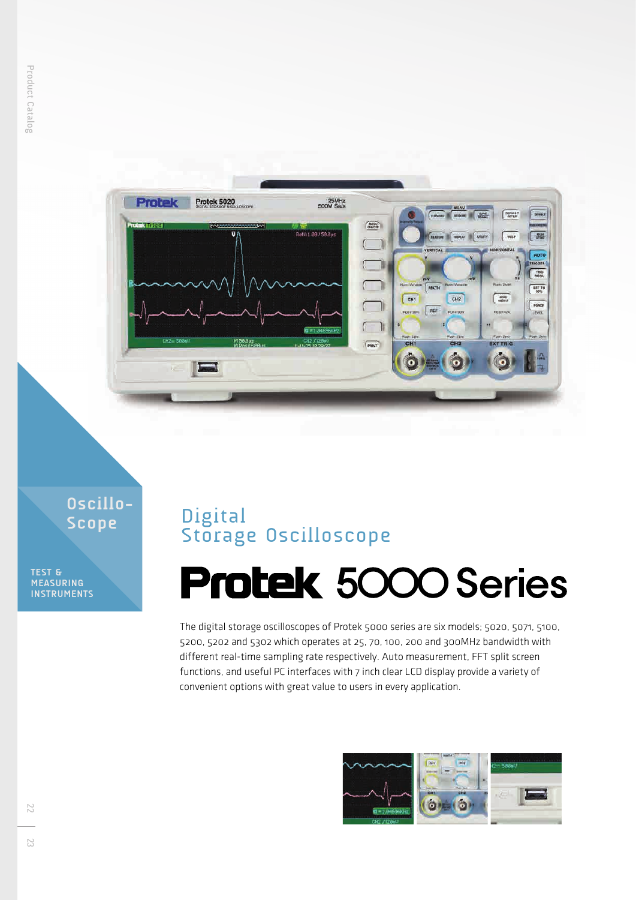Oscillo-Scope

TEST & MEASURING INSTRUMENTS

## Digital Storage Oscilloscope

# Protek 5000 Series

The digital storage oscilloscopes of Protek 5000 series are six models; 5020, 5071, 5100, 5200, 5202 and 5302 which operates at 25, 70, 100, 200 and 300MHz bandwidth with different real-time sampling rate respectively. Auto measurement, FFT split screen functions, and useful PC interfaces with 7 inch clear LCD display provide a variety of convenient options with great value to users in every application.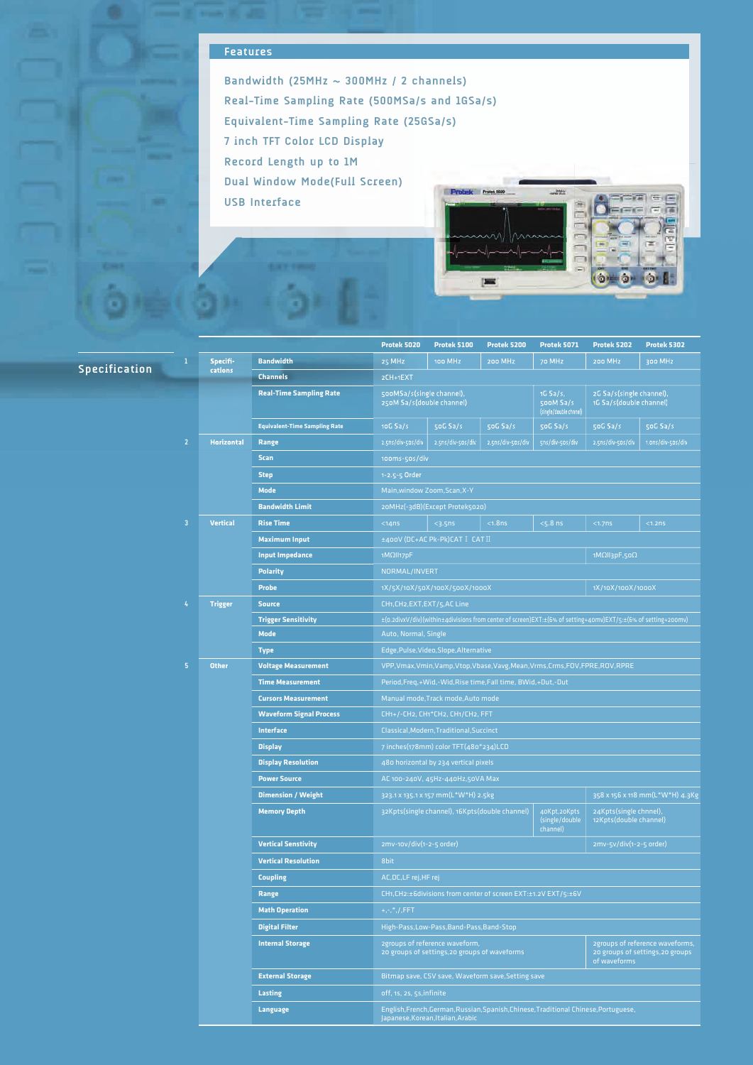## Features

Bandwidth (25MHz ~ 300MHz / 2 channels)

Real-Time Sampling Rate (500MSa/s and 1GSa/s)

Equivalent-Time Sampling Rate (25GSa/s)

7 inch TFT Color LCD Display

Record Length up to 1M

Dual Window Mode(Full Screen)

USB Interface

## Specification

| | | | Protek 5020 | Protek 5100 | Protek 5200 | Protek 5071 | Protek 5202 | Protek 5302 |
|---|---|---|---|---|---|---|---|---|
| 1 | Specifications | Bandwidth | 25 MHz | 100 MHz | 200 MHz | 70 MHz | 200 MHz | 300 MHz |
| | | Channels | 2CH+1EXT | | | | | |
| | | Real-Time Sampling Rate | 500MSa/s(single channel), 250M Sa/s(double channel) | | | 1G Sa/s, 500M Sa/s (single/double chnnel) | 2G Sa/s(single channel), 1G Sa/s(double channel) | |
| | | Equivalent-Time Sampling Rate | 10G Sa/s | 50G Sa/s | 50G Sa/s | 50G Sa/s | 50G Sa/s | 50G Sa/s |
| 2 | Horizontal | Range | 2.5ns/div-50s/div | 2.5ns/div-50s/div | 2.5ns/div-50s/div | 5ns/div-50s/div | 2.5ns/div-50s/div | 1.0ns/div-50s/div |
| | | Scan | 100ms-50s/div | | | | | |
| | | Step | 1-2.5-5 Order | | | | | |
| | | Mode | Main,window Zoom,Scan,X-Y | | | | | |
| | | Bandwidth Limit | 20MHz(-3dB)(Except Protek5020) | | | | | |
| 3 | Vertical | Rise Time | <14ns | <3.5ns | <1.8ns | <5.8 ns | <1.7ns | <1.2ns |
| | | Maximum Input | ±400V (DC+AC Pk-Pk)CAT Ⅰ CAT Ⅱ | | | | | |
| | | Input Impedance | 1MΩ‖17pF | | | | 1MΩ‖13pF,50Ω | |
| | | Polarity | NORMAL/INVERT | | | | | |
| | | Probe | 1X/5X/10X/50X/100X/500X/1000X | | | | 1X/10X/100X/1000X | |
| 4 | Trigger | Source | CH1,CH2,EXT,EXT/5,AC Line | | | | | |
| | | Trigger Sensitivity | ±(0.2divxV/div)(within±4divisions from center of screen)EXT:±(6% of setting+40mv)EXT/5:±(6% of setting+200mv) | | | | | |
| | | Mode | Auto, Normal, Single | | | | | |
| | | Type | Edge,Pulse,Video,Slope,Alternative | | | | | |
| 5 | Other | Voltage Measurement | VPP,Vmax,Vmin,Vamp,Vtop,Vbase,Vavg,Mean,Vrms,Crms,FOV,FPRE,ROV,RPRE | | | | | |
| | | Time Measurement | Period,Freq,+Wid,-Wid,Rise time,Fall time, BWid,+Dut,-Dut | | | | | |
| | | Cursors Measurement | Manual mode,Track mode,Auto mode | | | | | |
| | | Waveform Signal Process | CH1+/-CH2, CH1*CH2, CH1/CH2, FFT | | | | | |
| | | Interface | Classical,Modern,Traditional,Succinct | | | | | |
| | | Display | 7 inches(178mm) color TFT(480*234)LCD | | | | | |
| | | Display Resolution | 480 horizontal by 234 vertical pixels | | | | | |
| | | Power Source | AC 100-240V, 45Hz-440Hz,50VA Max | | | | | |
| | | Dimension / Weight | 323.1 x 135.1 x 157 mm(L*W*H) 2.5kg | | | | 358 x 156 x 118 mm(L*W*H) 4.3Kg | |
| | | Memory Depth | 32Kpts(single channel), 16Kpts(double channel) | | | 40Kpt,20Kpts (single/double channel) | 24Kpts(single chnnel), 12Kpts(double channel) | |
| | | Vertical Senstivity | 2mv-10v/div(1-2-5 order) | | | | 2mv-5v/div(1-2-5 order) | |
| | | Vertical Resolution | 8bit | | | | | |
| | | Coupling | AC,DC,LF rej,HF rej | | | | | |
| | | Range | CH1,CH2:±6divisions from center of screen EXT:±1.2V EXT/5:±6V | | | | | |
| | | Math Operation | +,-,*,/,FFT | | | | | |
| | | Digital Filter | High-Pass,Low-Pass,Band-Pass,Band-Stop | | | | | |
| | | Internal Storage | 2groups of reference waveform, 20 groups of settings,20 groups of waveforms | | | | 2groups of reference waveforms, 20 groups of settings,20 groups of waveforms | |
| | | External Storage | Bitmap save, CSV save, Waveform save,Setting save | | | | | |
| | | Lasting | off, 1s, 2s, 5s,infinite | | | | | |
| | | Language | English,French,German,Russian,Spanish,Chinese,Traditional Chinese,Portuguese, Japanese,Korean,Italian,Arabic | | | | | |